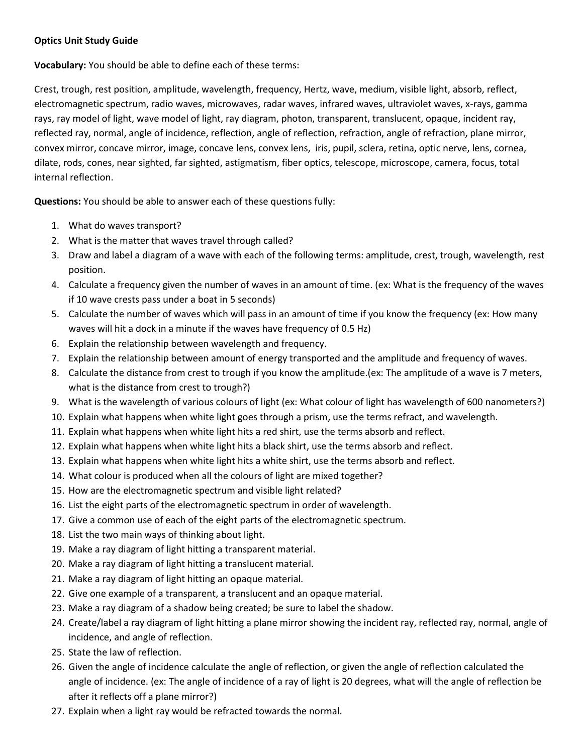**Optics Unit Study Guide**

**Vocabulary:** You should be able to define each of these terms:

Crest, trough, rest position, amplitude, wavelength, frequency, Hertz, wave, medium, visible light, absorb, reflect, electromagnetic spectrum, radio waves, microwaves, radar waves, infrared waves, ultraviolet waves, x-rays, gamma rays, ray model of light, wave model of light, ray diagram, photon, transparent, translucent, opaque, incident ray, reflected ray, normal, angle of incidence, reflection, angle of reflection, refraction, angle of refraction, plane mirror, convex mirror, concave mirror, image, concave lens, convex lens, iris, pupil, sclera, retina, optic nerve, lens, cornea, dilate, rods, cones, near sighted, far sighted, astigmatism, fiber optics, telescope, microscope, camera, focus, total internal reflection.

**Questions:** You should be able to answer each of these questions fully:

1. What do waves transport?
2. What is the matter that waves travel through called?
3. Draw and label a diagram of a wave with each of the following terms: amplitude, crest, trough, wavelength, rest position.
4. Calculate a frequency given the number of waves in an amount of time. (ex: What is the frequency of the waves if 10 wave crests pass under a boat in 5 seconds)
5. Calculate the number of waves which will pass in an amount of time if you know the frequency (ex: How many waves will hit a dock in a minute if the waves have frequency of 0.5 Hz)
6. Explain the relationship between wavelength and frequency.
7. Explain the relationship between amount of energy transported and the amplitude and frequency of waves.
8. Calculate the distance from crest to trough if you know the amplitude.(ex: The amplitude of a wave is 7 meters, what is the distance from crest to trough?)
9. What is the wavelength of various colours of light (ex: What colour of light has wavelength of 600 nanometers?)
10. Explain what happens when white light goes through a prism, use the terms refract, and wavelength.
11. Explain what happens when white light hits a red shirt, use the terms absorb and reflect.
12. Explain what happens when white light hits a black shirt, use the terms absorb and reflect.
13. Explain what happens when white light hits a white shirt, use the terms absorb and reflect.
14. What colour is produced when all the colours of light are mixed together?
15. How are the electromagnetic spectrum and visible light related?
16. List the eight parts of the electromagnetic spectrum in order of wavelength.
17. Give a common use of each of the eight parts of the electromagnetic spectrum.
18. List the two main ways of thinking about light.
19. Make a ray diagram of light hitting a transparent material.
20. Make a ray diagram of light hitting a translucent material.
21. Make a ray diagram of light hitting an opaque material.
22. Give one example of a transparent, a translucent and an opaque material.
23. Make a ray diagram of a shadow being created; be sure to label the shadow.
24. Create/label a ray diagram of light hitting a plane mirror showing the incident ray, reflected ray, normal, angle of incidence, and angle of reflection.
25. State the law of reflection.
26. Given the angle of incidence calculate the angle of reflection, or given the angle of reflection calculated the angle of incidence. (ex: The angle of incidence of a ray of light is 20 degrees, what will the angle of reflection be after it reflects off a plane mirror?)
27. Explain when a light ray would be refracted towards the normal.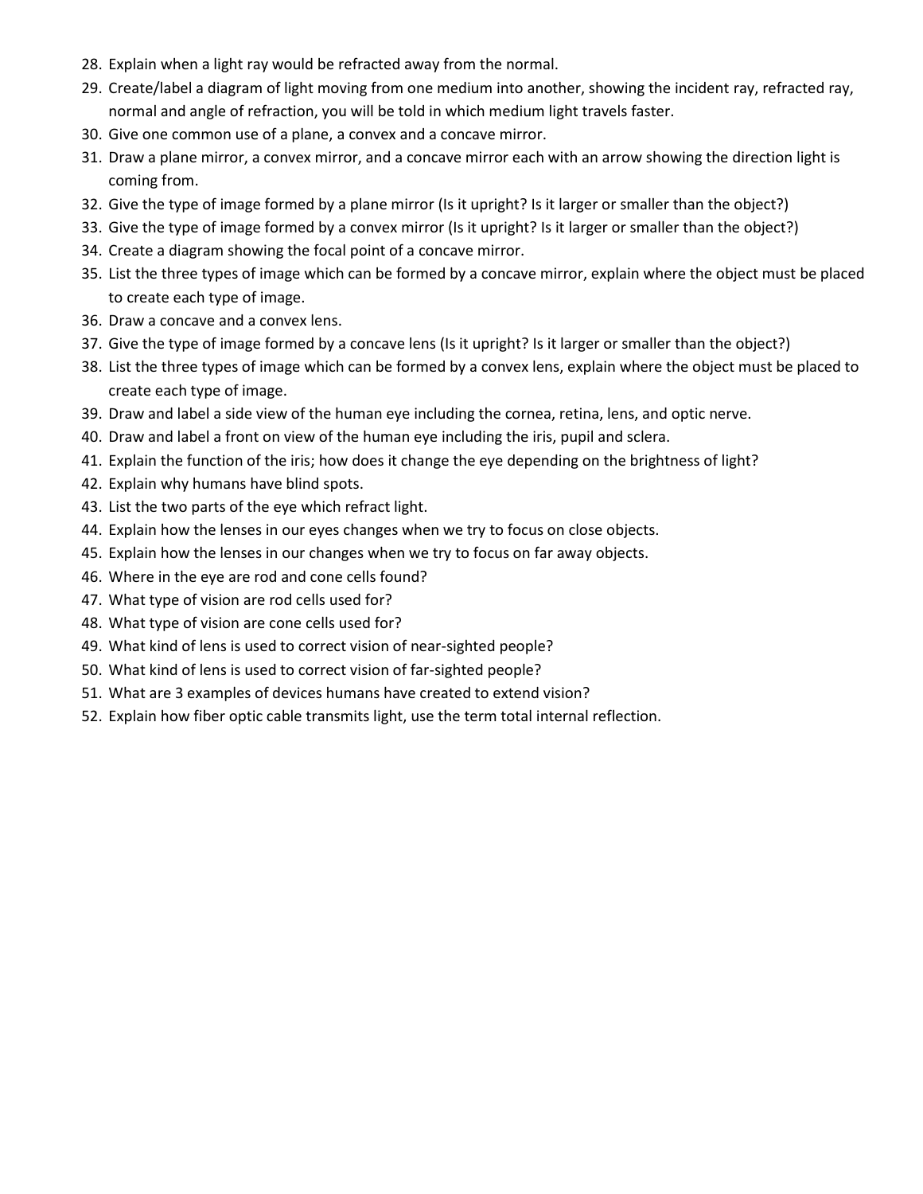28. Explain when a light ray would be refracted away from the normal.
29. Create/label a diagram of light moving from one medium into another, showing the incident ray, refracted ray, normal and angle of refraction, you will be told in which medium light travels faster.
30. Give one common use of a plane, a convex and a concave mirror.
31. Draw a plane mirror, a convex mirror, and a concave mirror each with an arrow showing the direction light is coming from.
32. Give the type of image formed by a plane mirror (Is it upright? Is it larger or smaller than the object?)
33. Give the type of image formed by a convex mirror (Is it upright? Is it larger or smaller than the object?)
34. Create a diagram showing the focal point of a concave mirror.
35. List the three types of image which can be formed by a concave mirror, explain where the object must be placed to create each type of image.
36. Draw a concave and a convex lens.
37. Give the type of image formed by a concave lens (Is it upright? Is it larger or smaller than the object?)
38. List the three types of image which can be formed by a convex lens, explain where the object must be placed to create each type of image.
39. Draw and label a side view of the human eye including the cornea, retina, lens, and optic nerve.
40. Draw and label a front on view of the human eye including the iris, pupil and sclera.
41. Explain the function of the iris; how does it change the eye depending on the brightness of light?
42. Explain why humans have blind spots.
43. List the two parts of the eye which refract light.
44. Explain how the lenses in our eyes changes when we try to focus on close objects.
45. Explain how the lenses in our changes when we try to focus on far away objects.
46. Where in the eye are rod and cone cells found?
47. What type of vision are rod cells used for?
48. What type of vision are cone cells used for?
49. What kind of lens is used to correct vision of near-sighted people?
50. What kind of lens is used to correct vision of far-sighted people?
51. What are 3 examples of devices humans have created to extend vision?
52. Explain how fiber optic cable transmits light, use the term total internal reflection.